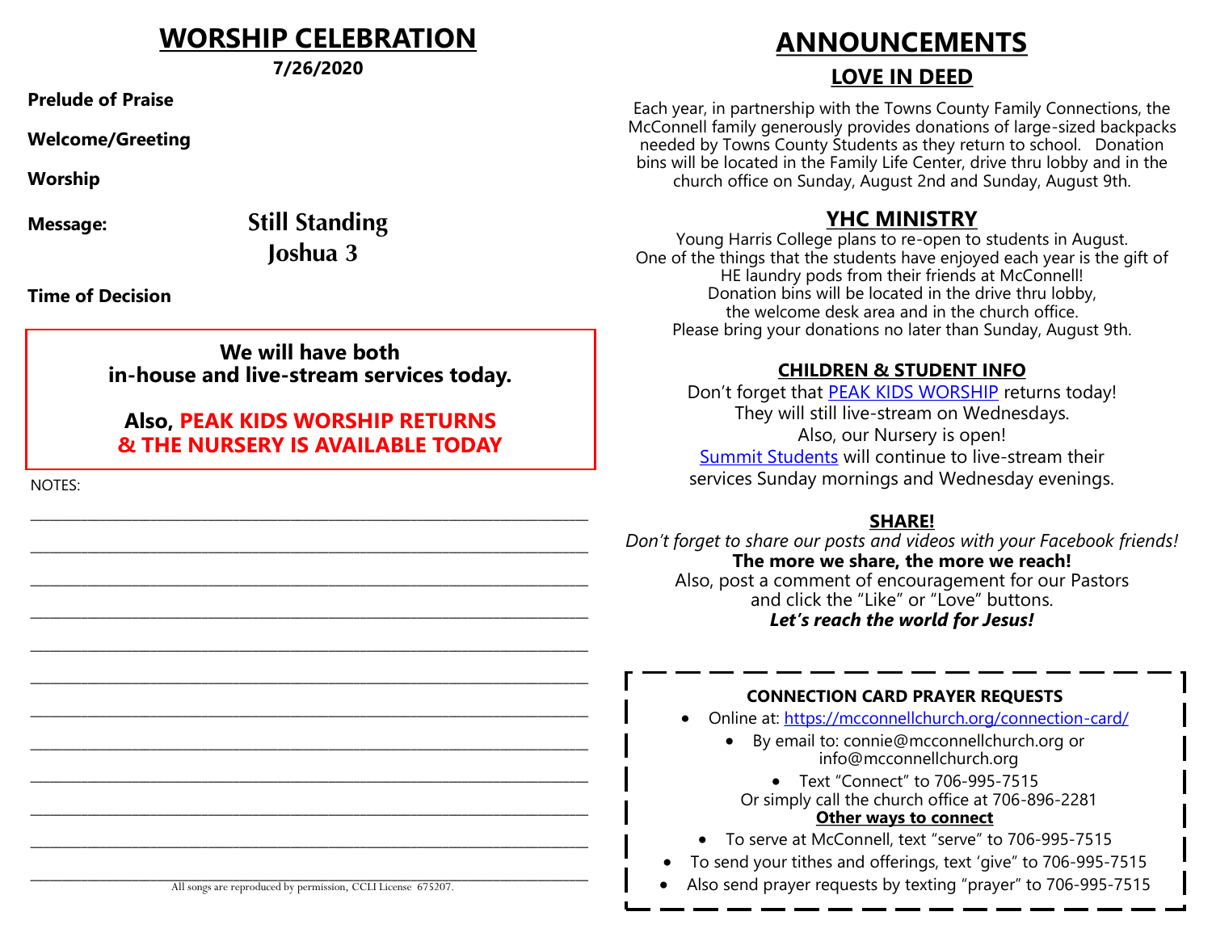# WORSHIP CELEBRATION

**7/26/2020**

**Prelude of Praise**

**Welcome/Greeting**

**Worship**

**Message:** **Still Standing**
**Joshua 3**

**Time of Decision**

**We will have both in-house and live-stream services today.**

**Also, PEAK KIDS WORSHIP RETURNS & THE NURSERY IS AVAILABLE TODAY**

NOTES:

_______________________________________________

_______________________________________________

_______________________________________________

_______________________________________________

_______________________________________________

_______________________________________________

_______________________________________________

_______________________________________________

_______________________________________________

_______________________________________________

_______________________________________________

_______________________________________________

All songs are reproduced by permission, CCLI License 675207.

# ANNOUNCEMENTS

## LOVE IN DEED

Each year, in partnership with the Towns County Family Connections, the McConnell family generously provides donations of large-sized backpacks needed by Towns County Students as they return to school. Donation bins will be located in the Family Life Center, drive thru lobby and in the church office on Sunday, August 2nd and Sunday, August 9th.

## YHC MINISTRY

Young Harris College plans to re-open to students in August.
One of the things that the students have enjoyed each year is the gift of HE laundry pods from their friends at McConnell!
Donation bins will be located in the drive thru lobby, the welcome desk area and in the church office.
Please bring your donations no later than Sunday, August 9th.

## CHILDREN & STUDENT INFO

Don't forget that PEAK KIDS WORSHIP returns today!
They will still live-stream on Wednesdays.
Also, our Nursery is open!
Summit Students will continue to live-stream their services Sunday mornings and Wednesday evenings.

## SHARE!

*Don't forget to share our posts and videos with your Facebook friends!*
**The more we share, the more we reach!**
Also, post a comment of encouragement for our Pastors and click the "Like" or "Love" buttons.
***Let's reach the world for Jesus!***

**CONNECTION CARD PRAYER REQUESTS**

- Online at: https://mcconnellchurch.org/connection-card/
- By email to: connie@mcconnellchurch.org or info@mcconnellchurch.org
- Text "Connect" to 706-995-7515

Or simply call the church office at 706-896-2281

**Other ways to connect**

- To serve at McConnell, text "serve" to 706-995-7515
- To send your tithes and offerings, text 'give" to 706-995-7515
- Also send prayer requests by texting "prayer" to 706-995-7515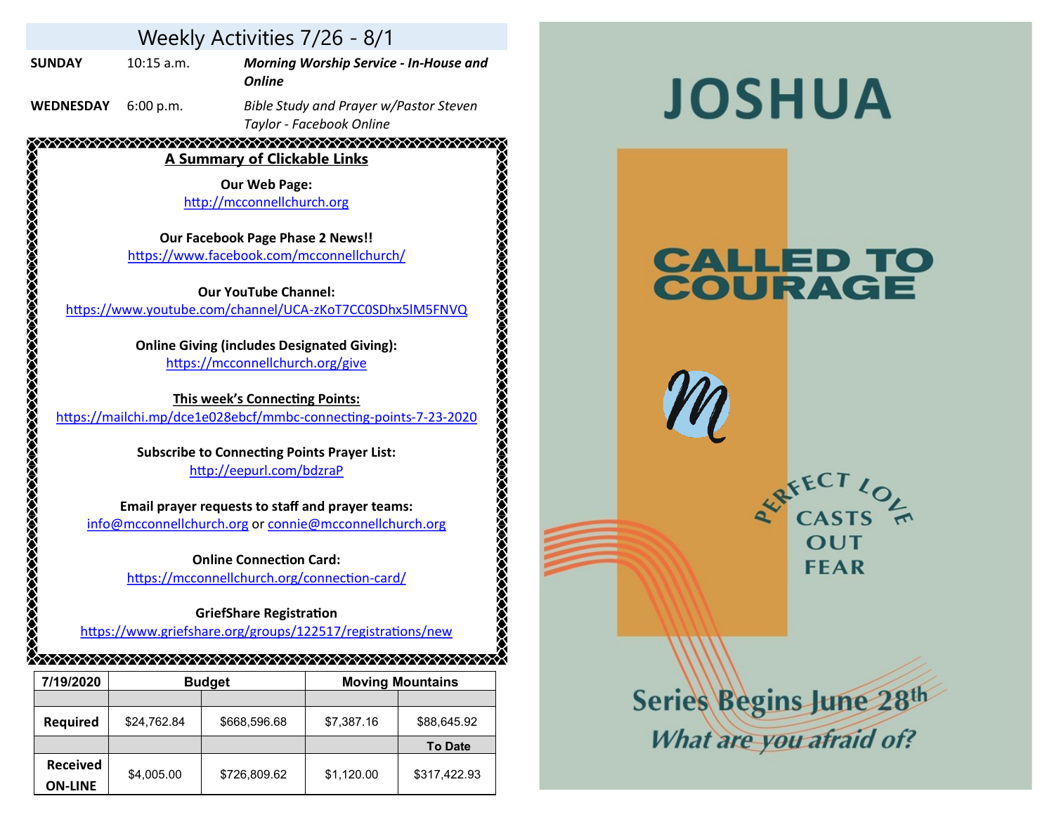## Weekly Activities 7/26 - 8/1

| | | |
|---|---|---|
| **SUNDAY** | 10:15 a.m. | ***Morning Worship Service - In-House and Online*** |
| **WEDNESDAY** | 6:00 p.m. | *Bible Study and Prayer w/Pastor Steven Taylor - Facebook Online* |

### A Summary of Clickable Links

**Our Web Page:**
http://mcconnellchurch.org

**Our Facebook Page Phase 2 News!!**
https://www.facebook.com/mcconnellchurch/

**Our YouTube Channel:**
https://www.youtube.com/channel/UCA-zKoT7CC0SDhx5lM5FNVQ

**Online Giving (includes Designated Giving):**
https://mcconnellchurch.org/give

**This week's Connecting Points:**
https://mailchi.mp/dce1e028ebcf/mmbc-connecting-points-7-23-2020

**Subscribe to Connecting Points Prayer List:**
http://eepurl.com/bdzraP

**Email prayer requests to staff and prayer teams:**
info@mcconnellchurch.org or connie@mcconnellchurch.org

**Online Connection Card:**
https://mcconnellchurch.org/connection-card/

**GriefShare Registration**
https://www.griefshare.org/groups/122517/registrations/new

| 7/19/2020 | Budget | | Moving Mountains | |
|---|---|---|---|---|
| | | | | |
| **Required** | $24,762.84 | $668,596.68 | $7,387.16 | $88,645.92 |
| | | | | **To Date** |
| **Received ON-LINE** | $4,005.00 | $726,809.62 | $1,120.00 | $317,422.93 |

# JOSHUA

## CALLED TO COURAGE

PERFECT LOVE CASTS OUT FEAR

**Series Begins June 28th**

***What are you afraid of?***